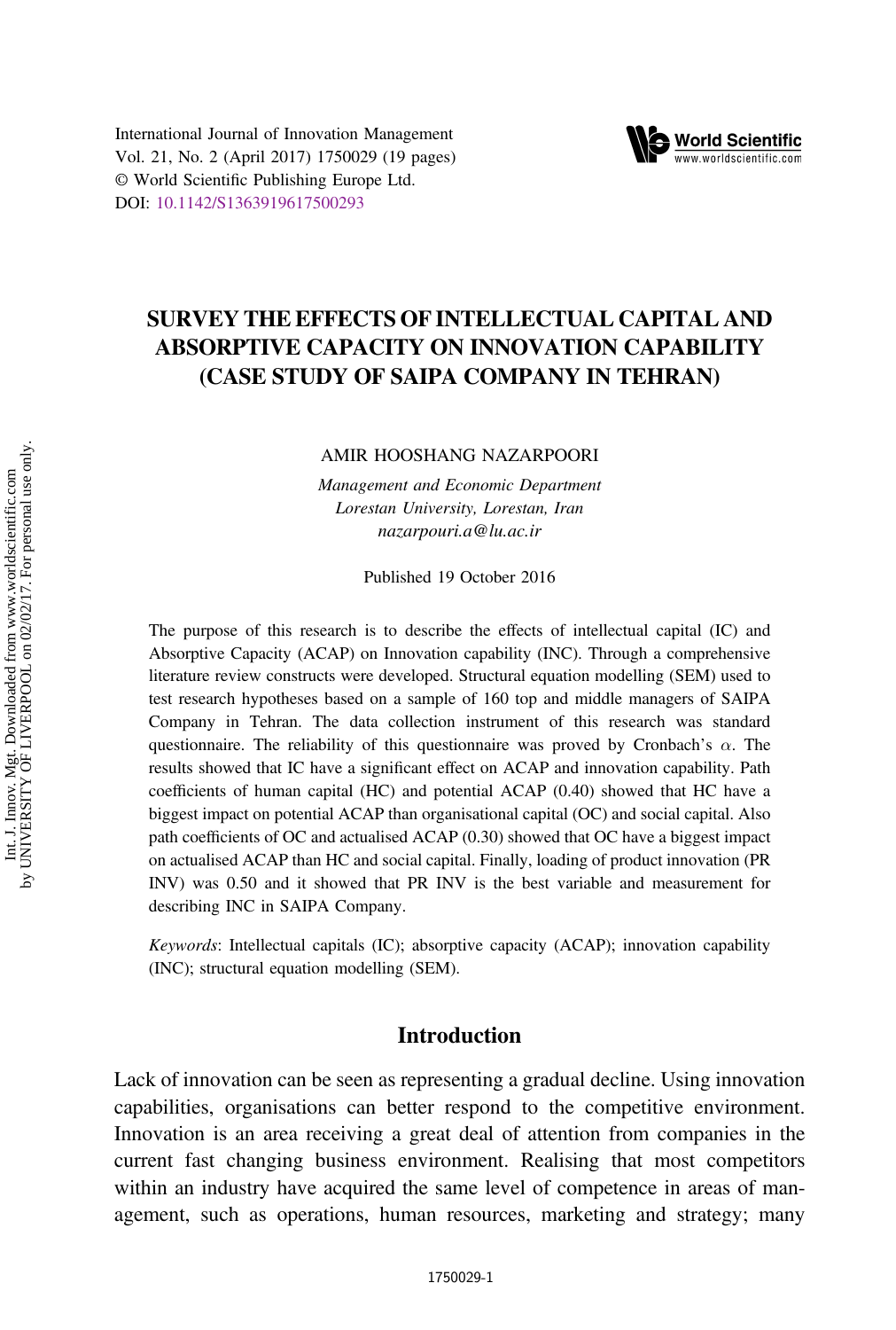International Journal of Innovation Management
Vol. 21, No. 2 (April 2017) 1750029 (19 pages)
© World Scientific Publishing Europe Ltd.
DOI: 10.1142/S1363919617500293

# SURVEY THE EFFECTS OF INTELLECTUAL CAPITAL AND ABSORPTIVE CAPACITY ON INNOVATION CAPABILITY (CASE STUDY OF SAIPA COMPANY IN TEHRAN)

AMIR HOOSHANG NAZARPOORI

*Management and Economic Department*
*Lorestan University, Lorestan, Iran*
*nazarpouri.a@lu.ac.ir*

Published 19 October 2016

The purpose of this research is to describe the effects of intellectual capital (IC) and Absorptive Capacity (ACAP) on Innovation capability (INC). Through a comprehensive literature review constructs were developed. Structural equation modelling (SEM) used to test research hypotheses based on a sample of 160 top and middle managers of SAIPA Company in Tehran. The data collection instrument of this research was standard questionnaire. The reliability of this questionnaire was proved by Cronbach's $\alpha$. The results showed that IC have a significant effect on ACAP and innovation capability. Path coefficients of human capital (HC) and potential ACAP (0.40) showed that HC have a biggest impact on potential ACAP than organisational capital (OC) and social capital. Also path coefficients of OC and actualised ACAP (0.30) showed that OC have a biggest impact on actualised ACAP than HC and social capital. Finally, loading of product innovation (PR INV) was 0.50 and it showed that PR INV is the best variable and measurement for describing INC in SAIPA Company.

*Keywords*: Intellectual capitals (IC); absorptive capacity (ACAP); innovation capability (INC); structural equation modelling (SEM).

## Introduction

Lack of innovation can be seen as representing a gradual decline. Using innovation capabilities, organisations can better respond to the competitive environment. Innovation is an area receiving a great deal of attention from companies in the current fast changing business environment. Realising that most competitors within an industry have acquired the same level of competence in areas of management, such as operations, human resources, marketing and strategy; many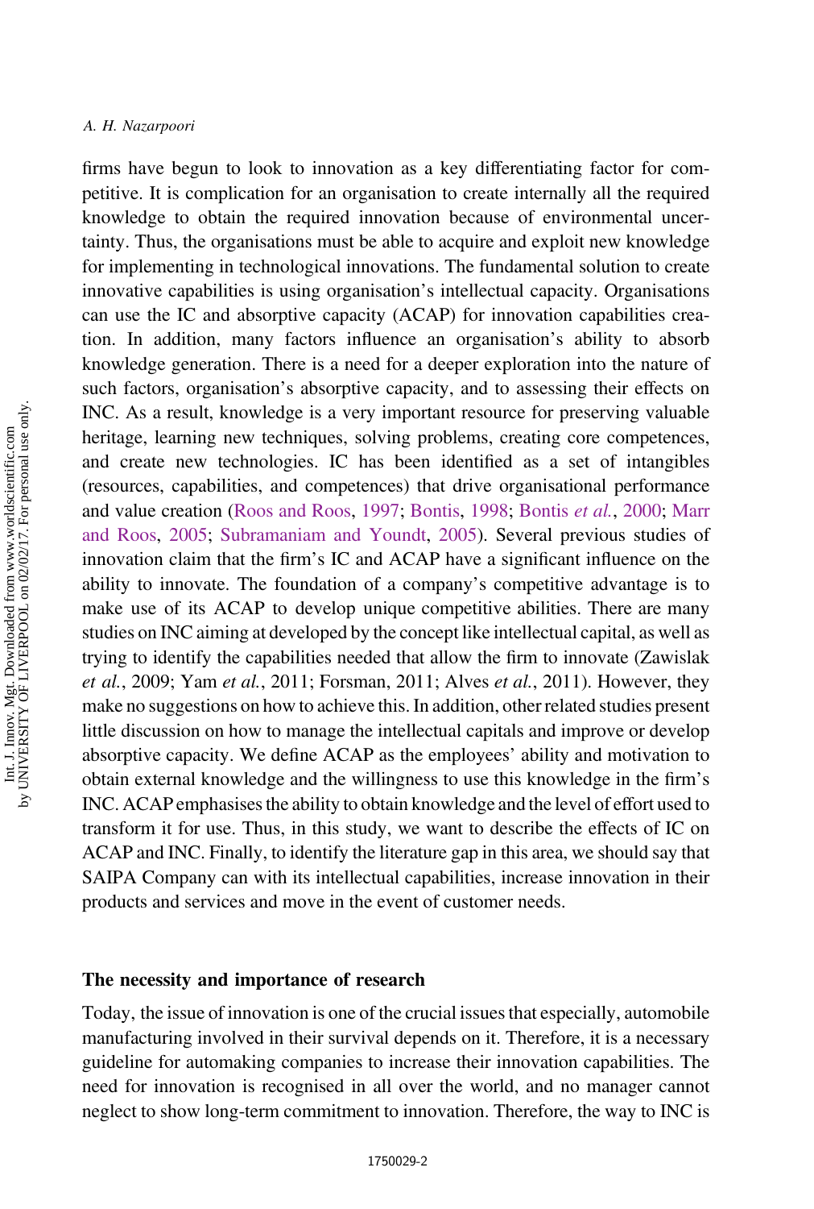firms have begun to look to innovation as a key differentiating factor for competitive. It is complication for an organisation to create internally all the required knowledge to obtain the required innovation because of environmental uncertainty. Thus, the organisations must be able to acquire and exploit new knowledge for implementing in technological innovations. The fundamental solution to create innovative capabilities is using organisation's intellectual capacity. Organisations can use the IC and absorptive capacity (ACAP) for innovation capabilities creation. In addition, many factors influence an organisation's ability to absorb knowledge generation. There is a need for a deeper exploration into the nature of such factors, organisation's absorptive capacity, and to assessing their effects on INC. As a result, knowledge is a very important resource for preserving valuable heritage, learning new techniques, solving problems, creating core competences, and create new technologies. IC has been identified as a set of intangibles (resources, capabilities, and competences) that drive organisational performance and value creation (Roos and Roos, 1997; Bontis, 1998; Bontis *et al.*, 2000; Marr and Roos, 2005; Subramaniam and Youndt, 2005). Several previous studies of innovation claim that the firm's IC and ACAP have a significant influence on the ability to innovate. The foundation of a company's competitive advantage is to make use of its ACAP to develop unique competitive abilities. There are many studies on INC aiming at developed by the concept like intellectual capital, as well as trying to identify the capabilities needed that allow the firm to innovate (Zawislak *et al.*, 2009; Yam *et al.*, 2011; Forsman, 2011; Alves *et al.*, 2011). However, they make no suggestions on how to achieve this. In addition, other related studies present little discussion on how to manage the intellectual capitals and improve or develop absorptive capacity. We define ACAP as the employees' ability and motivation to obtain external knowledge and the willingness to use this knowledge in the firm's INC. ACAP emphasises the ability to obtain knowledge and the level of effort used to transform it for use. Thus, in this study, we want to describe the effects of IC on ACAP and INC. Finally, to identify the literature gap in this area, we should say that SAIPA Company can with its intellectual capabilities, increase innovation in their products and services and move in the event of customer needs.

## The necessity and importance of research

Today, the issue of innovation is one of the crucial issues that especially, automobile manufacturing involved in their survival depends on it. Therefore, it is a necessary guideline for automaking companies to increase their innovation capabilities. The need for innovation is recognised in all over the world, and no manager cannot neglect to show long-term commitment to innovation. Therefore, the way to INC is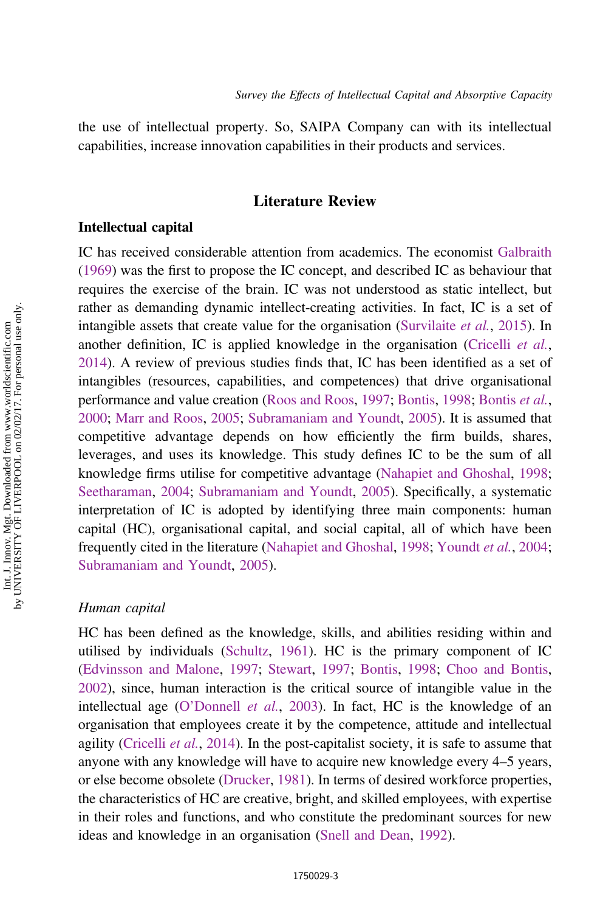the use of intellectual property. So, SAIPA Company can with its intellectual capabilities, increase innovation capabilities in their products and services.

## Literature Review

### Intellectual capital

IC has received considerable attention from academics. The economist Galbraith (1969) was the first to propose the IC concept, and described IC as behaviour that requires the exercise of the brain. IC was not understood as static intellect, but rather as demanding dynamic intellect-creating activities. In fact, IC is a set of intangible assets that create value for the organisation (Survilaite *et al.*, 2015). In another definition, IC is applied knowledge in the organisation (Cricelli *et al.*, 2014). A review of previous studies finds that, IC has been identified as a set of intangibles (resources, capabilities, and competences) that drive organisational performance and value creation (Roos and Roos, 1997; Bontis, 1998; Bontis *et al.*, 2000; Marr and Roos, 2005; Subramaniam and Youndt, 2005). It is assumed that competitive advantage depends on how efficiently the firm builds, shares, leverages, and uses its knowledge. This study defines IC to be the sum of all knowledge firms utilise for competitive advantage (Nahapiet and Ghoshal, 1998; Seetharaman, 2004; Subramaniam and Youndt, 2005). Specifically, a systematic interpretation of IC is adopted by identifying three main components: human capital (HC), organisational capital, and social capital, all of which have been frequently cited in the literature (Nahapiet and Ghoshal, 1998; Youndt *et al.*, 2004; Subramaniam and Youndt, 2005).

#### *Human capital*

HC has been defined as the knowledge, skills, and abilities residing within and utilised by individuals (Schultz, 1961). HC is the primary component of IC (Edvinsson and Malone, 1997; Stewart, 1997; Bontis, 1998; Choo and Bontis, 2002), since, human interaction is the critical source of intangible value in the intellectual age (O'Donnell *et al.*, 2003). In fact, HC is the knowledge of an organisation that employees create it by the competence, attitude and intellectual agility (Cricelli *et al.*, 2014). In the post-capitalist society, it is safe to assume that anyone with any knowledge will have to acquire new knowledge every 4–5 years, or else become obsolete (Drucker, 1981). In terms of desired workforce properties, the characteristics of HC are creative, bright, and skilled employees, with expertise in their roles and functions, and who constitute the predominant sources for new ideas and knowledge in an organisation (Snell and Dean, 1992).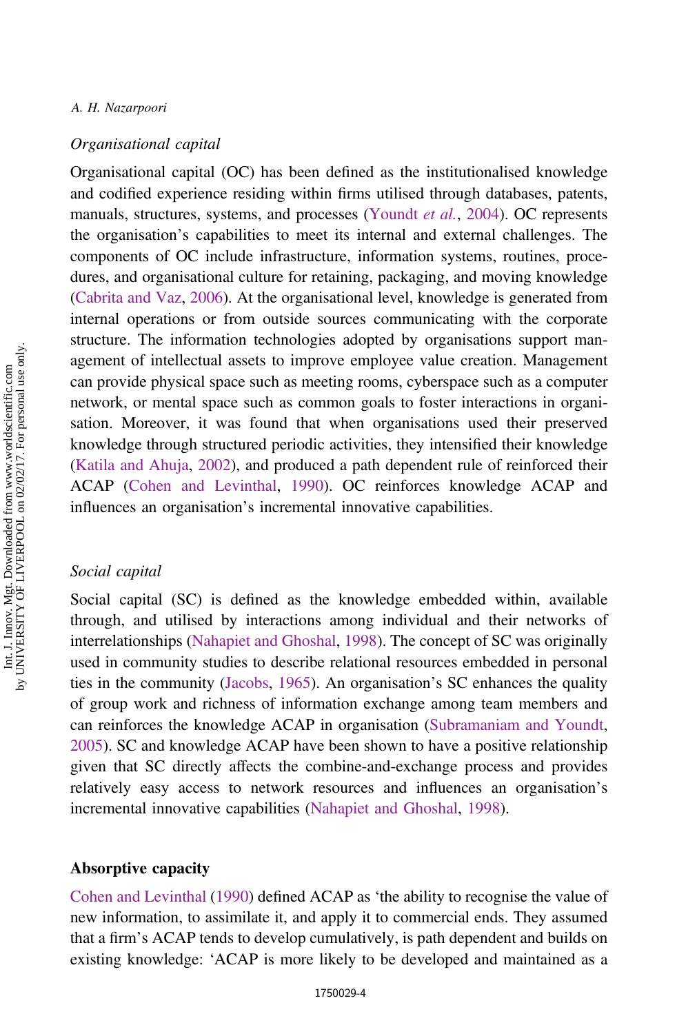### *Organisational capital*

Organisational capital (OC) has been defined as the institutionalised knowledge and codified experience residing within firms utilised through databases, patents, manuals, structures, systems, and processes (Youndt *et al.*, 2004). OC represents the organisation's capabilities to meet its internal and external challenges. The components of OC include infrastructure, information systems, routines, procedures, and organisational culture for retaining, packaging, and moving knowledge (Cabrita and Vaz, 2006). At the organisational level, knowledge is generated from internal operations or from outside sources communicating with the corporate structure. The information technologies adopted by organisations support management of intellectual assets to improve employee value creation. Management can provide physical space such as meeting rooms, cyberspace such as a computer network, or mental space such as common goals to foster interactions in organisation. Moreover, it was found that when organisations used their preserved knowledge through structured periodic activities, they intensified their knowledge (Katila and Ahuja, 2002), and produced a path dependent rule of reinforced their ACAP (Cohen and Levinthal, 1990). OC reinforces knowledge ACAP and influences an organisation's incremental innovative capabilities.

### *Social capital*

Social capital (SC) is defined as the knowledge embedded within, available through, and utilised by interactions among individual and their networks of interrelationships (Nahapiet and Ghoshal, 1998). The concept of SC was originally used in community studies to describe relational resources embedded in personal ties in the community (Jacobs, 1965). An organisation's SC enhances the quality of group work and richness of information exchange among team members and can reinforces the knowledge ACAP in organisation (Subramaniam and Youndt, 2005). SC and knowledge ACAP have been shown to have a positive relationship given that SC directly affects the combine-and-exchange process and provides relatively easy access to network resources and influences an organisation's incremental innovative capabilities (Nahapiet and Ghoshal, 1998).

## **Absorptive capacity**

Cohen and Levinthal (1990) defined ACAP as 'the ability to recognise the value of new information, to assimilate it, and apply it to commercial ends. They assumed that a firm's ACAP tends to develop cumulatively, is path dependent and builds on existing knowledge: 'ACAP is more likely to be developed and maintained as a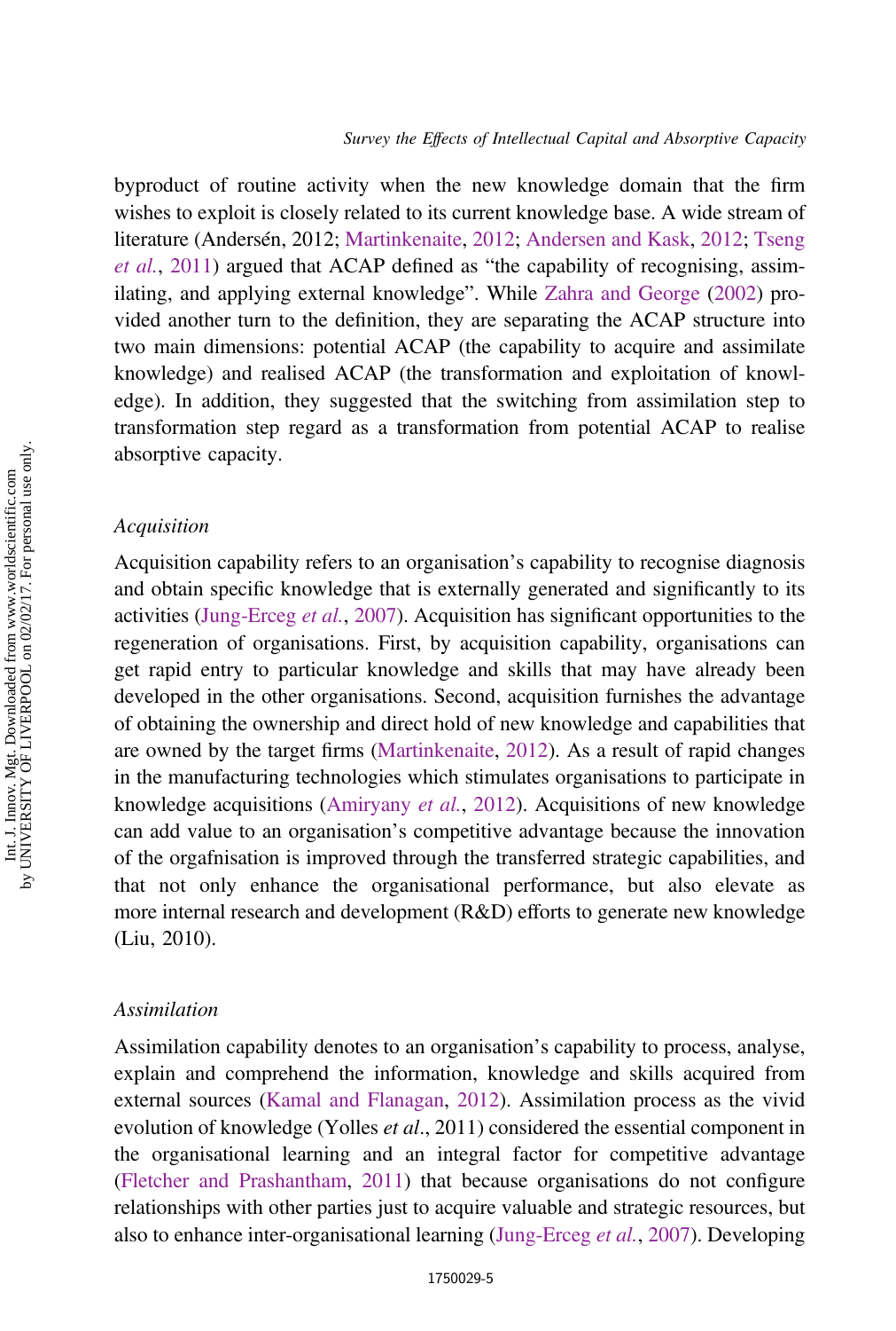byproduct of routine activity when the new knowledge domain that the firm wishes to exploit is closely related to its current knowledge base. A wide stream of literature (Andersén, 2012; Martinkenaite, 2012; Andersen and Kask, 2012; Tseng *et al.*, 2011) argued that ACAP defined as "the capability of recognising, assimilating, and applying external knowledge". While Zahra and George (2002) provided another turn to the definition, they are separating the ACAP structure into two main dimensions: potential ACAP (the capability to acquire and assimilate knowledge) and realised ACAP (the transformation and exploitation of knowledge). In addition, they suggested that the switching from assimilation step to transformation step regard as a transformation from potential ACAP to realise absorptive capacity.

### *Acquisition*

Acquisition capability refers to an organisation's capability to recognise diagnosis and obtain specific knowledge that is externally generated and significantly to its activities (Jung-Erceg *et al.*, 2007). Acquisition has significant opportunities to the regeneration of organisations. First, by acquisition capability, organisations can get rapid entry to particular knowledge and skills that may have already been developed in the other organisations. Second, acquisition furnishes the advantage of obtaining the ownership and direct hold of new knowledge and capabilities that are owned by the target firms (Martinkenaite, 2012). As a result of rapid changes in the manufacturing technologies which stimulates organisations to participate in knowledge acquisitions (Amiryany *et al.*, 2012). Acquisitions of new knowledge can add value to an organisation's competitive advantage because the innovation of the orgafnisation is improved through the transferred strategic capabilities, and that not only enhance the organisational performance, but also elevate as more internal research and development (R&D) efforts to generate new knowledge (Liu, 2010).

### *Assimilation*

Assimilation capability denotes to an organisation's capability to process, analyse, explain and comprehend the information, knowledge and skills acquired from external sources (Kamal and Flanagan, 2012). Assimilation process as the vivid evolution of knowledge (Yolles *et al*., 2011) considered the essential component in the organisational learning and an integral factor for competitive advantage (Fletcher and Prashantham, 2011) that because organisations do not configure relationships with other parties just to acquire valuable and strategic resources, but also to enhance inter-organisational learning (Jung-Erceg *et al.*, 2007). Developing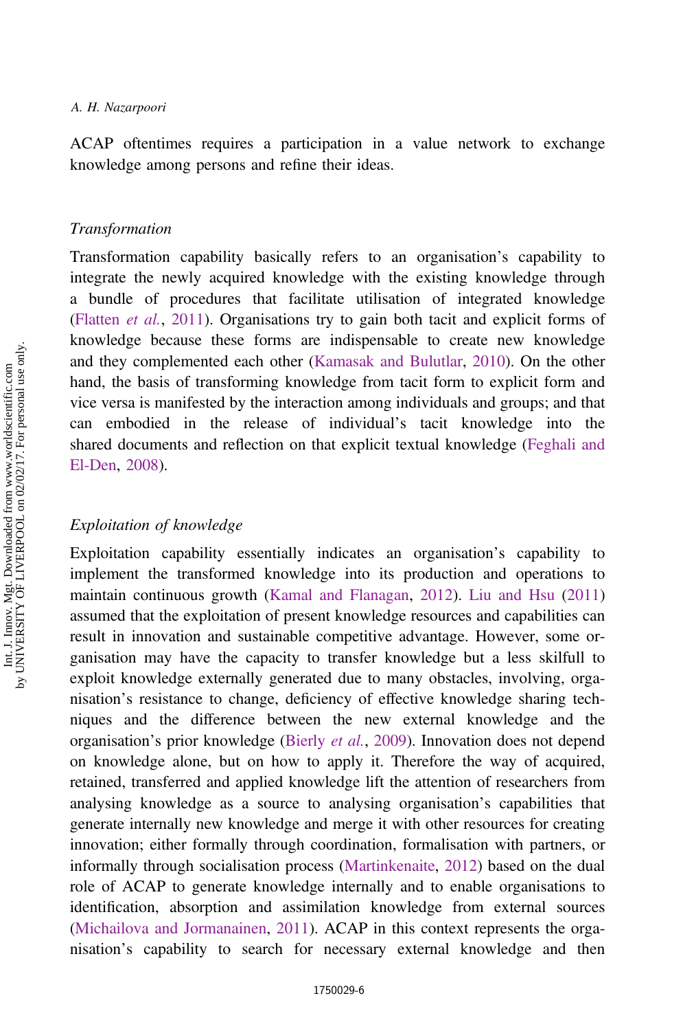ACAP oftentimes requires a participation in a value network to exchange knowledge among persons and refine their ideas.

### *Transformation*

Transformation capability basically refers to an organisation's capability to integrate the newly acquired knowledge with the existing knowledge through a bundle of procedures that facilitate utilisation of integrated knowledge (Flatten *et al.*, 2011). Organisations try to gain both tacit and explicit forms of knowledge because these forms are indispensable to create new knowledge and they complemented each other (Kamasak and Bulutlar, 2010). On the other hand, the basis of transforming knowledge from tacit form to explicit form and vice versa is manifested by the interaction among individuals and groups; and that can embodied in the release of individual's tacit knowledge into the shared documents and reflection on that explicit textual knowledge (Feghali and El-Den, 2008).

### *Exploitation of knowledge*

Exploitation capability essentially indicates an organisation's capability to implement the transformed knowledge into its production and operations to maintain continuous growth (Kamal and Flanagan, 2012). Liu and Hsu (2011) assumed that the exploitation of present knowledge resources and capabilities can result in innovation and sustainable competitive advantage. However, some organisation may have the capacity to transfer knowledge but a less skilfull to exploit knowledge externally generated due to many obstacles, involving, organisation's resistance to change, deficiency of effective knowledge sharing techniques and the difference between the new external knowledge and the organisation's prior knowledge (Bierly *et al.*, 2009). Innovation does not depend on knowledge alone, but on how to apply it. Therefore the way of acquired, retained, transferred and applied knowledge lift the attention of researchers from analysing knowledge as a source to analysing organisation's capabilities that generate internally new knowledge and merge it with other resources for creating innovation; either formally through coordination, formalisation with partners, or informally through socialisation process (Martinkenaite, 2012) based on the dual role of ACAP to generate knowledge internally and to enable organisations to identification, absorption and assimilation knowledge from external sources (Michailova and Jormanainen, 2011). ACAP in this context represents the organisation's capability to search for necessary external knowledge and then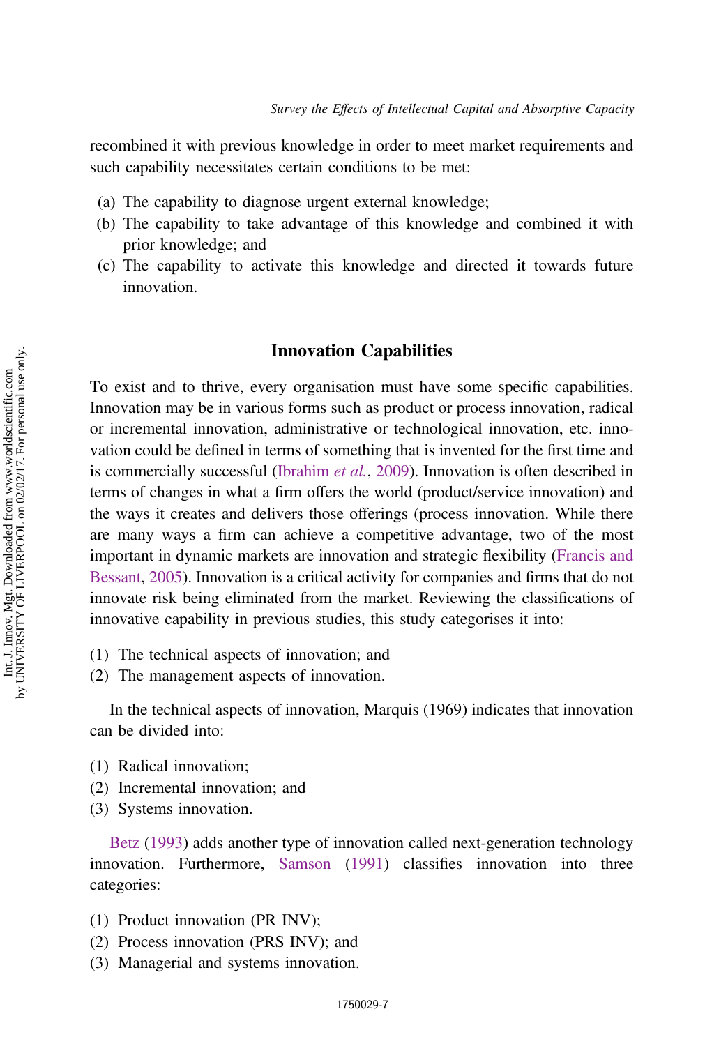recombined it with previous knowledge in order to meet market requirements and such capability necessitates certain conditions to be met:

(a) The capability to diagnose urgent external knowledge;
(b) The capability to take advantage of this knowledge and combined it with prior knowledge; and
(c) The capability to activate this knowledge and directed it towards future innovation.

## Innovation Capabilities

To exist and to thrive, every organisation must have some specific capabilities. Innovation may be in various forms such as product or process innovation, radical or incremental innovation, administrative or technological innovation, etc. innovation could be defined in terms of something that is invented for the first time and is commercially successful (Ibrahim *et al.*, 2009). Innovation is often described in terms of changes in what a firm offers the world (product/service innovation) and the ways it creates and delivers those offerings (process innovation. While there are many ways a firm can achieve a competitive advantage, two of the most important in dynamic markets are innovation and strategic flexibility (Francis and Bessant, 2005). Innovation is a critical activity for companies and firms that do not innovate risk being eliminated from the market. Reviewing the classifications of innovative capability in previous studies, this study categorises it into:

(1) The technical aspects of innovation; and
(2) The management aspects of innovation.

In the technical aspects of innovation, Marquis (1969) indicates that innovation can be divided into:

(1) Radical innovation;
(2) Incremental innovation; and
(3) Systems innovation.

Betz (1993) adds another type of innovation called next-generation technology innovation. Furthermore, Samson (1991) classifies innovation into three categories:

(1) Product innovation (PR INV);
(2) Process innovation (PRS INV); and
(3) Managerial and systems innovation.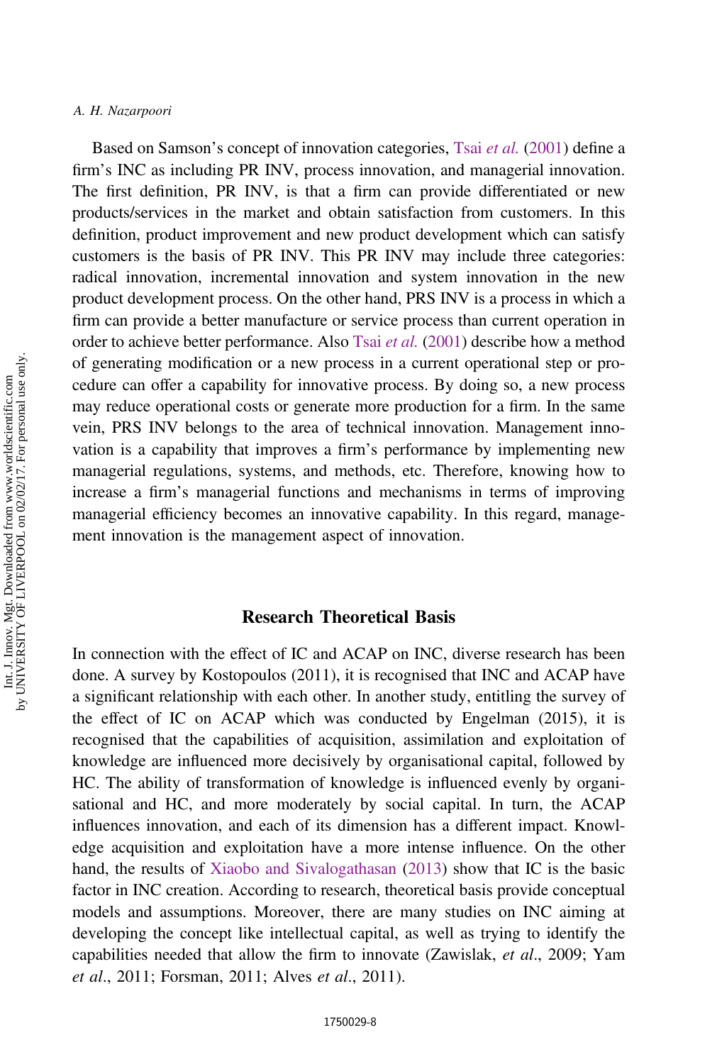Based on Samson's concept of innovation categories, Tsai *et al.* (2001) define a firm's INC as including PR INV, process innovation, and managerial innovation. The first definition, PR INV, is that a firm can provide differentiated or new products/services in the market and obtain satisfaction from customers. In this definition, product improvement and new product development which can satisfy customers is the basis of PR INV. This PR INV may include three categories: radical innovation, incremental innovation and system innovation in the new product development process. On the other hand, PRS INV is a process in which a firm can provide a better manufacture or service process than current operation in order to achieve better performance. Also Tsai *et al.* (2001) describe how a method of generating modification or a new process in a current operational step or procedure can offer a capability for innovative process. By doing so, a new process may reduce operational costs or generate more production for a firm. In the same vein, PRS INV belongs to the area of technical innovation. Management innovation is a capability that improves a firm's performance by implementing new managerial regulations, systems, and methods, etc. Therefore, knowing how to increase a firm's managerial functions and mechanisms in terms of improving managerial efficiency becomes an innovative capability. In this regard, management innovation is the management aspect of innovation.

## Research Theoretical Basis

In connection with the effect of IC and ACAP on INC, diverse research has been done. A survey by Kostopoulos (2011), it is recognised that INC and ACAP have a significant relationship with each other. In another study, entitling the survey of the effect of IC on ACAP which was conducted by Engelman (2015), it is recognised that the capabilities of acquisition, assimilation and exploitation of knowledge are influenced more decisively by organisational capital, followed by HC. The ability of transformation of knowledge is influenced evenly by organisational and HC, and more moderately by social capital. In turn, the ACAP influences innovation, and each of its dimension has a different impact. Knowledge acquisition and exploitation have a more intense influence. On the other hand, the results of Xiaobo and Sivalogathasan (2013) show that IC is the basic factor in INC creation. According to research, theoretical basis provide conceptual models and assumptions. Moreover, there are many studies on INC aiming at developing the concept like intellectual capital, as well as trying to identify the capabilities needed that allow the firm to innovate (Zawislak, *et al*., 2009; Yam *et al*., 2011; Forsman, 2011; Alves *et al*., 2011).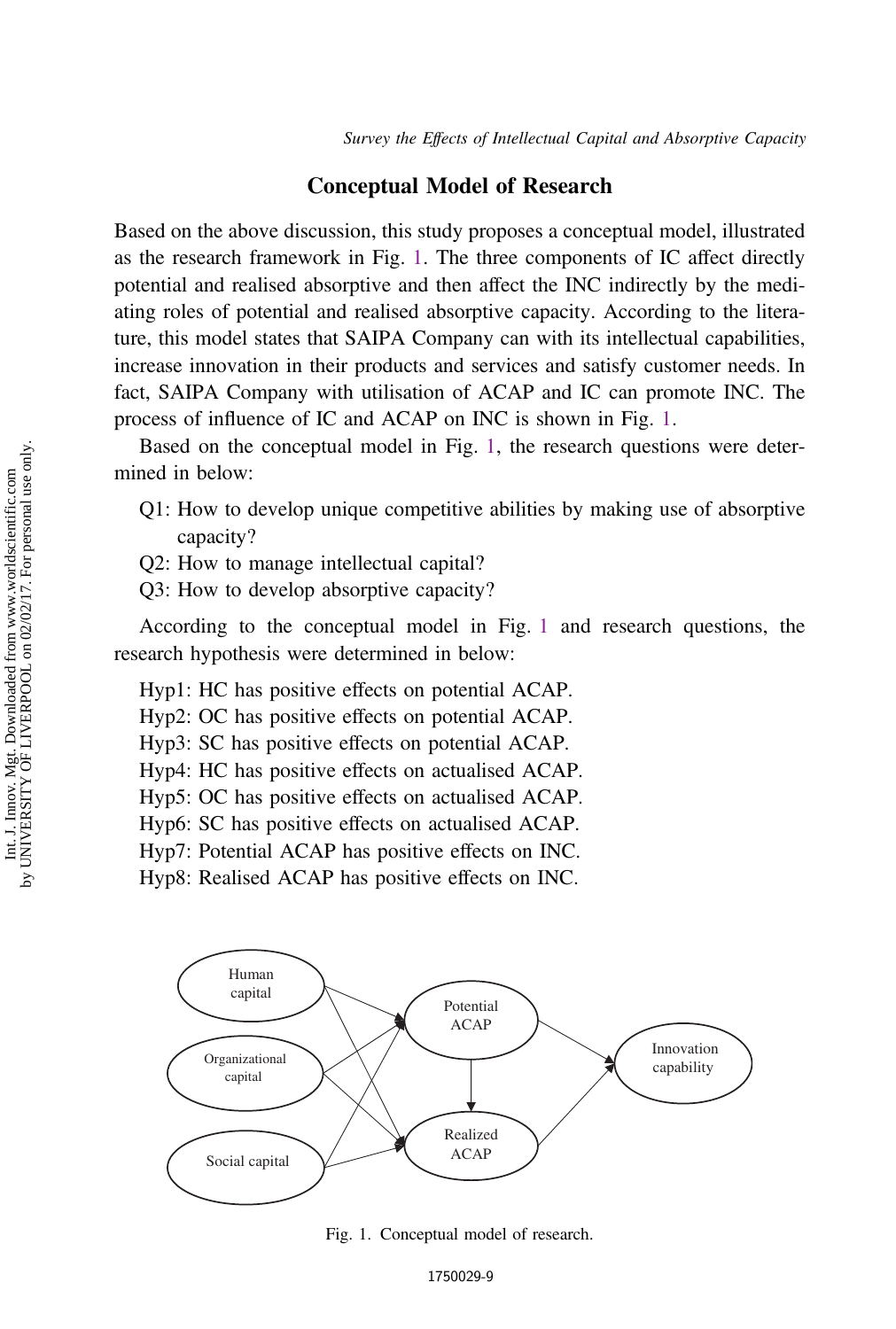## Conceptual Model of Research

Based on the above discussion, this study proposes a conceptual model, illustrated as the research framework in Fig. 1. The three components of IC affect directly potential and realised absorptive and then affect the INC indirectly by the mediating roles of potential and realised absorptive capacity. According to the literature, this model states that SAIPA Company can with its intellectual capabilities, increase innovation in their products and services and satisfy customer needs. In fact, SAIPA Company with utilisation of ACAP and IC can promote INC. The process of influence of IC and ACAP on INC is shown in Fig. 1.

Based on the conceptual model in Fig. 1, the research questions were determined in below:

Q1: How to develop unique competitive abilities by making use of absorptive capacity?
Q2: How to manage intellectual capital?
Q3: How to develop absorptive capacity?

According to the conceptual model in Fig. 1 and research questions, the research hypothesis were determined in below:

Hyp1: HC has positive effects on potential ACAP.
Hyp2: OC has positive effects on potential ACAP.
Hyp3: SC has positive effects on potential ACAP.
Hyp4: HC has positive effects on actualised ACAP.
Hyp5: OC has positive effects on actualised ACAP.
Hyp6: SC has positive effects on actualised ACAP.
Hyp7: Potential ACAP has positive effects on INC.
Hyp8: Realised ACAP has positive effects on INC.

Fig. 1. Conceptual model of research.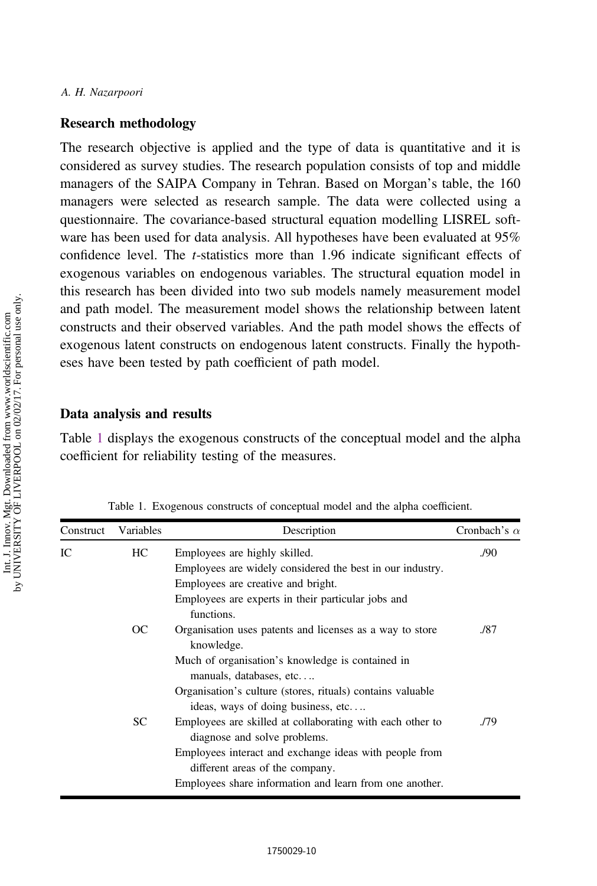## Research methodology

The research objective is applied and the type of data is quantitative and it is considered as survey studies. The research population consists of top and middle managers of the SAIPA Company in Tehran. Based on Morgan's table, the 160 managers were selected as research sample. The data were collected using a questionnaire. The covariance-based structural equation modelling LISREL software has been used for data analysis. All hypotheses have been evaluated at 95% confidence level. The $t$-statistics more than 1.96 indicate significant effects of exogenous variables on endogenous variables. The structural equation model in this research has been divided into two sub models namely measurement model and path model. The measurement model shows the relationship between latent constructs and their observed variables. And the path model shows the effects of exogenous latent constructs on endogenous latent constructs. Finally the hypotheses have been tested by path coefficient of path model.

## Data analysis and results

Table 1 displays the exogenous constructs of the conceptual model and the alpha coefficient for reliability testing of the measures.

Table 1. Exogenous constructs of conceptual model and the alpha coefficient.

| Construct | Variables | Description | Cronbach's $\alpha$ |
|---|---|---|---|
| IC | HC | Employees are highly skilled. | ./90 |
| | | Employees are widely considered the best in our industry. | |
| | | Employees are creative and bright. | |
| | | Employees are experts in their particular jobs and functions. | |
| | OC | Organisation uses patents and licenses as a way to store knowledge. | ./87 |
| | | Much of organisation's knowledge is contained in manuals, databases, etc.... | |
| | | Organisation's culture (stores, rituals) contains valuable ideas, ways of doing business, etc.... | |
| | SC | Employees are skilled at collaborating with each other to diagnose and solve problems. | ./79 |
| | | Employees interact and exchange ideas with people from different areas of the company. | |
| | | Employees share information and learn from one another. | |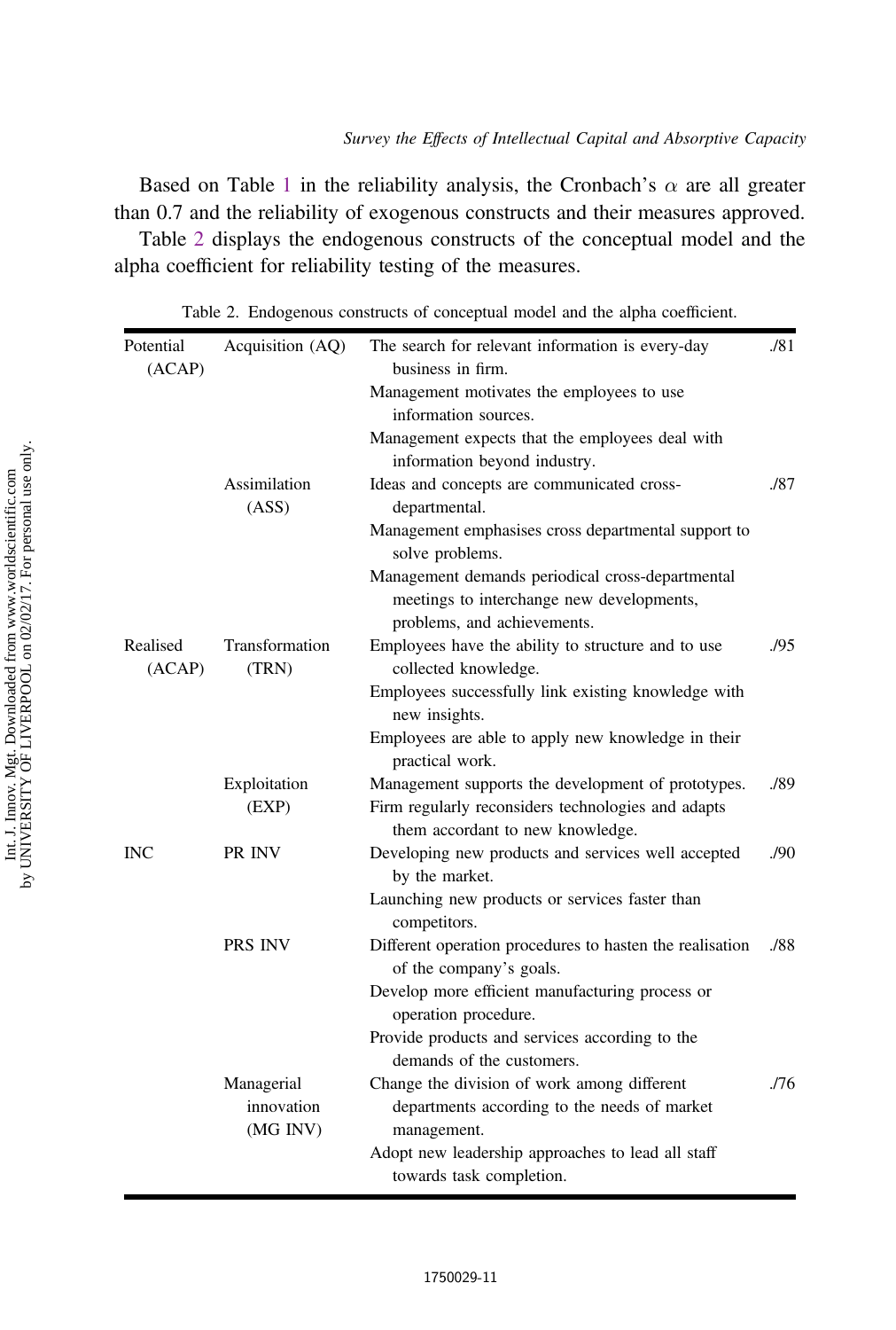Based on Table 1 in the reliability analysis, the Cronbach's $\alpha$ are all greater than 0.7 and the reliability of exogenous constructs and their measures approved.

Table 2 displays the endogenous constructs of the conceptual model and the alpha coefficient for reliability testing of the measures.

Table 2. Endogenous constructs of conceptual model and the alpha coefficient.

| | | | |
|---|---|---|---|
| Potential (ACAP) | Acquisition (AQ) | The search for relevant information is every-day business in firm. | ./81 |
| | | Management motivates the employees to use information sources. | |
| | | Management expects that the employees deal with information beyond industry. | |
| | Assimilation (ASS) | Ideas and concepts are communicated cross-departmental. | ./87 |
| | | Management emphasises cross departmental support to solve problems. | |
| | | Management demands periodical cross-departmental meetings to interchange new developments, problems, and achievements. | |
| Realised (ACAP) | Transformation (TRN) | Employees have the ability to structure and to use collected knowledge. | ./95 |
| | | Employees successfully link existing knowledge with new insights. | |
| | | Employees are able to apply new knowledge in their practical work. | |
| | Exploitation (EXP) | Management supports the development of prototypes. | ./89 |
| | | Firm regularly reconsiders technologies and adapts them accordant to new knowledge. | |
| INC | PR INV | Developing new products and services well accepted by the market. | ./90 |
| | | Launching new products or services faster than competitors. | |
| | PRS INV | Different operation procedures to hasten the realisation of the company's goals. | ./88 |
| | | Develop more efficient manufacturing process or operation procedure. | |
| | | Provide products and services according to the demands of the customers. | |
| | Managerial innovation (MG INV) | Change the division of work among different departments according to the needs of market management. | ./76 |
| | | Adopt new leadership approaches to lead all staff towards task completion. | |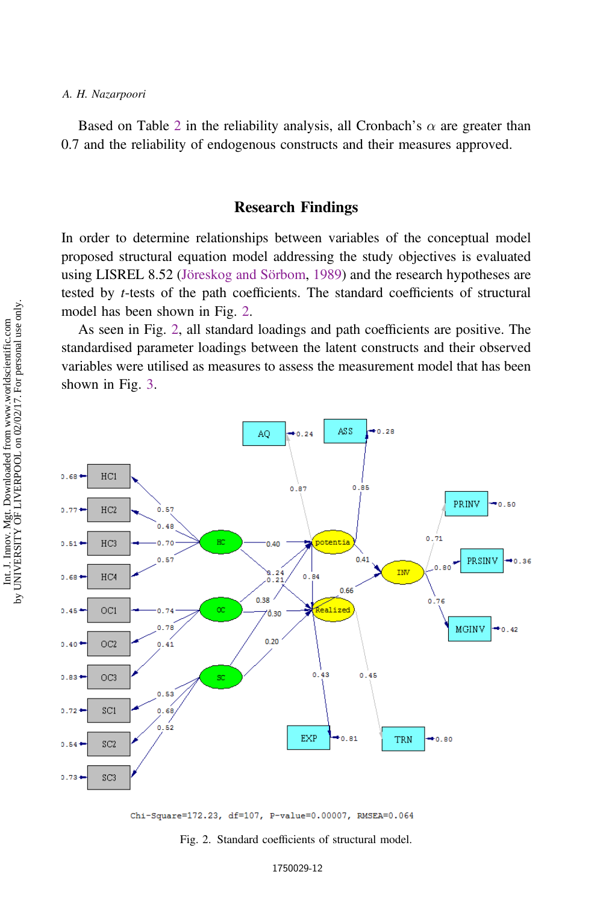Based on Table 2 in the reliability analysis, all Cronbach's $\alpha$ are greater than 0.7 and the reliability of endogenous constructs and their measures approved.

## Research Findings

In order to determine relationships between variables of the conceptual model proposed structural equation model addressing the study objectives is evaluated using LISREL 8.52 (Jöreskog and Sörbom, 1989) and the research hypotheses are tested by $t$-tests of the path coefficients. The standard coefficients of structural model has been shown in Fig. 2.

As seen in Fig. 2, all standard loadings and path coefficients are positive. The standardised parameter loadings between the latent constructs and their observed variables were utilised as measures to assess the measurement model that has been shown in Fig. 3.

Chi-Square=172.23, df=107, P-value=0.00007, RMSEA=0.064

Fig. 2. Standard coefficients of structural model.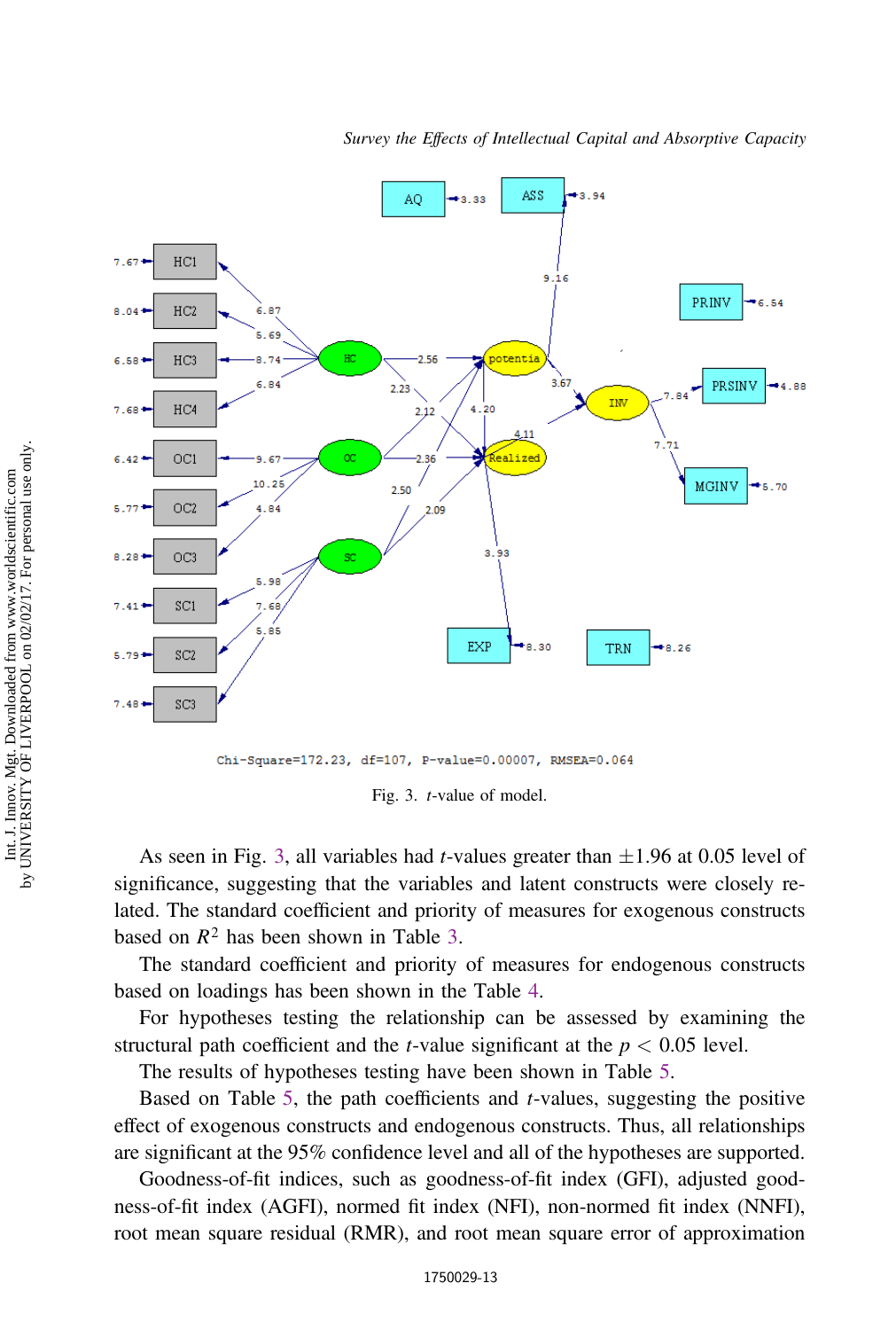Chi-Square=172.23, df=107, P-value=0.00007, RMSEA=0.064

Fig. 3. *t*-value of model.

As seen in Fig. 3, all variables had *t*-values greater than ±1.96 at 0.05 level of significance, suggesting that the variables and latent constructs were closely related. The standard coefficient and priority of measures for exogenous constructs based on $R^2$ has been shown in Table 3.

The standard coefficient and priority of measures for endogenous constructs based on loadings has been shown in the Table 4.

For hypotheses testing the relationship can be assessed by examining the structural path coefficient and the *t*-value significant at the $p < 0.05$ level.

The results of hypotheses testing have been shown in Table 5.

Based on Table 5, the path coefficients and *t*-values, suggesting the positive effect of exogenous constructs and endogenous constructs. Thus, all relationships are significant at the 95% confidence level and all of the hypotheses are supported.

Goodness-of-fit indices, such as goodness-of-fit index (GFI), adjusted goodness-of-fit index (AGFI), normed fit index (NFI), non-normed fit index (NNFI), root mean square residual (RMR), and root mean square error of approximation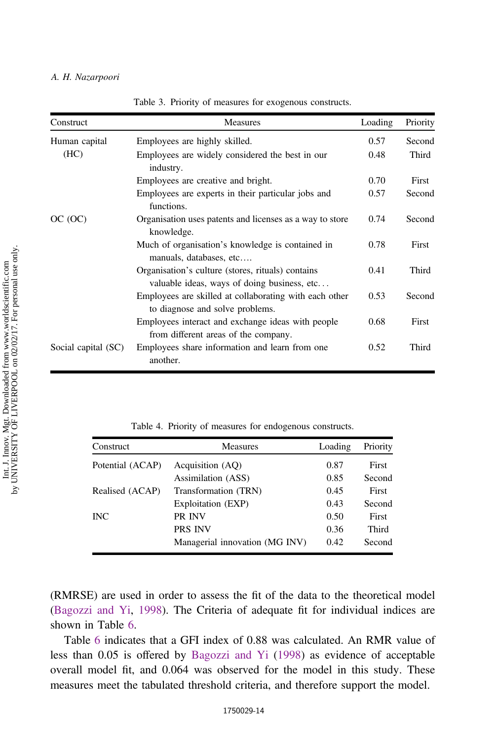Table 3. Priority of measures for exogenous constructs.

| Construct | Measures | Loading | Priority |
|---|---|---|---|
| Human capital (HC) | Employees are highly skilled. | 0.57 | Second |
| | Employees are widely considered the best in our industry. | 0.48 | Third |
| | Employees are creative and bright. | 0.70 | First |
| | Employees are experts in their particular jobs and functions. | 0.57 | Second |
| OC (OC) | Organisation uses patents and licenses as a way to store knowledge. | 0.74 | Second |
| | Much of organisation's knowledge is contained in manuals, databases, etc…. | 0.78 | First |
| | Organisation's culture (stores, rituals) contains valuable ideas, ways of doing business, etc… | 0.41 | Third |
| | Employees are skilled at collaborating with each other to diagnose and solve problems. | 0.53 | Second |
| | Employees interact and exchange ideas with people from different areas of the company. | 0.68 | First |
| Social capital (SC) | Employees share information and learn from one another. | 0.52 | Third |

Table 4. Priority of measures for endogenous constructs.

| Construct | Measures | Loading | Priority |
|---|---|---|---|
| Potential (ACAP) | Acquisition (AQ) | 0.87 | First |
| | Assimilation (ASS) | 0.85 | Second |
| Realised (ACAP) | Transformation (TRN) | 0.45 | First |
| | Exploitation (EXP) | 0.43 | Second |
| INC | PR INV | 0.50 | First |
| | PRS INV | 0.36 | Third |
| | Managerial innovation (MG INV) | 0.42 | Second |

(RMRSE) are used in order to assess the fit of the data to the theoretical model (Bagozzi and Yi, 1998). The Criteria of adequate fit for individual indices are shown in Table 6.

Table 6 indicates that a GFI index of 0.88 was calculated. An RMR value of less than 0.05 is offered by Bagozzi and Yi (1998) as evidence of acceptable overall model fit, and 0.064 was observed for the model in this study. These measures meet the tabulated threshold criteria, and therefore support the model.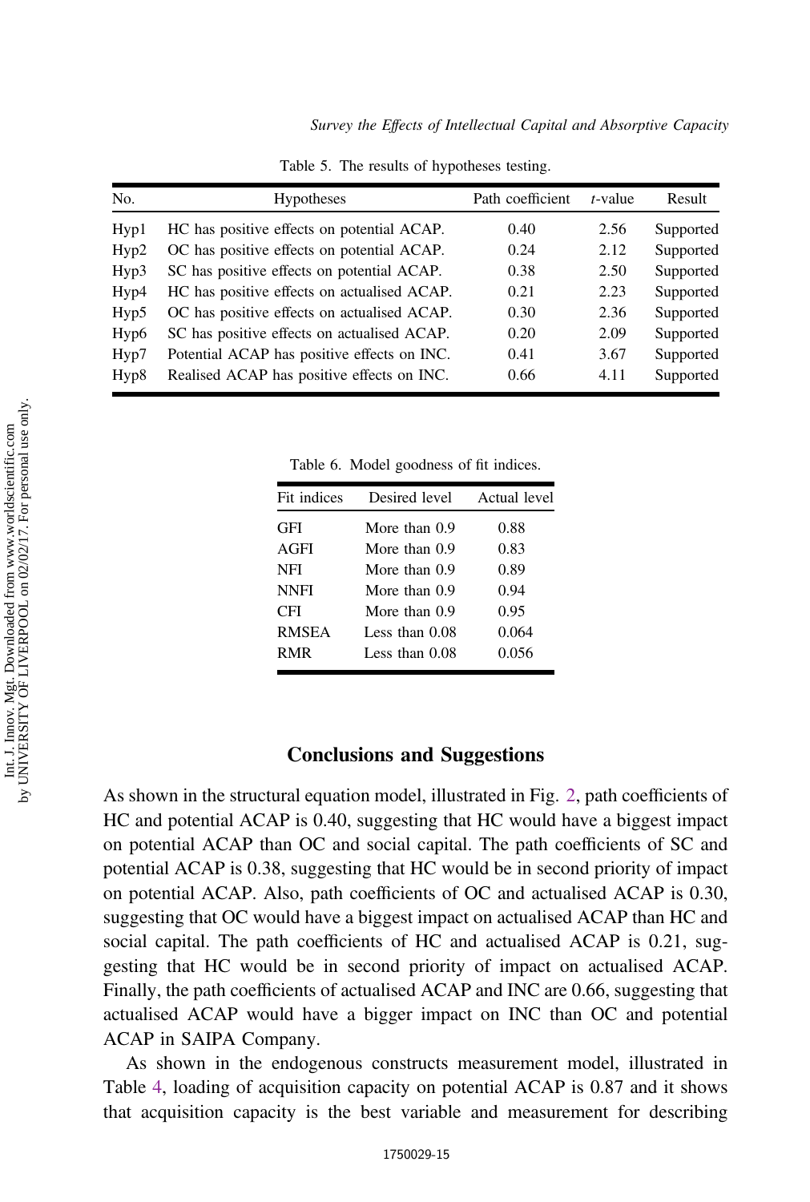Table 5. The results of hypotheses testing.

| No. | Hypotheses | Path coefficient | *t*-value | Result |
|---|---|---|---|---|
| Hyp1 | HC has positive effects on potential ACAP. | 0.40 | 2.56 | Supported |
| Hyp2 | OC has positive effects on potential ACAP. | 0.24 | 2.12 | Supported |
| Hyp3 | SC has positive effects on potential ACAP. | 0.38 | 2.50 | Supported |
| Hyp4 | HC has positive effects on actualised ACAP. | 0.21 | 2.23 | Supported |
| Hyp5 | OC has positive effects on actualised ACAP. | 0.30 | 2.36 | Supported |
| Hyp6 | SC has positive effects on actualised ACAP. | 0.20 | 2.09 | Supported |
| Hyp7 | Potential ACAP has positive effects on INC. | 0.41 | 3.67 | Supported |
| Hyp8 | Realised ACAP has positive effects on INC. | 0.66 | 4.11 | Supported |

Table 6. Model goodness of fit indices.

| Fit indices | Desired level | Actual level |
|---|---|---|
| GFI | More than 0.9 | 0.88 |
| AGFI | More than 0.9 | 0.83 |
| NFI | More than 0.9 | 0.89 |
| NNFI | More than 0.9 | 0.94 |
| CFI | More than 0.9 | 0.95 |
| RMSEA | Less than 0.08 | 0.064 |
| RMR | Less than 0.08 | 0.056 |

## Conclusions and Suggestions

As shown in the structural equation model, illustrated in Fig. 2, path coefficients of HC and potential ACAP is 0.40, suggesting that HC would have a biggest impact on potential ACAP than OC and social capital. The path coefficients of SC and potential ACAP is 0.38, suggesting that HC would be in second priority of impact on potential ACAP. Also, path coefficients of OC and actualised ACAP is 0.30, suggesting that OC would have a biggest impact on actualised ACAP than HC and social capital. The path coefficients of HC and actualised ACAP is 0.21, suggesting that HC would be in second priority of impact on actualised ACAP. Finally, the path coefficients of actualised ACAP and INC are 0.66, suggesting that actualised ACAP would have a bigger impact on INC than OC and potential ACAP in SAIPA Company.

As shown in the endogenous constructs measurement model, illustrated in Table 4, loading of acquisition capacity on potential ACAP is 0.87 and it shows that acquisition capacity is the best variable and measurement for describing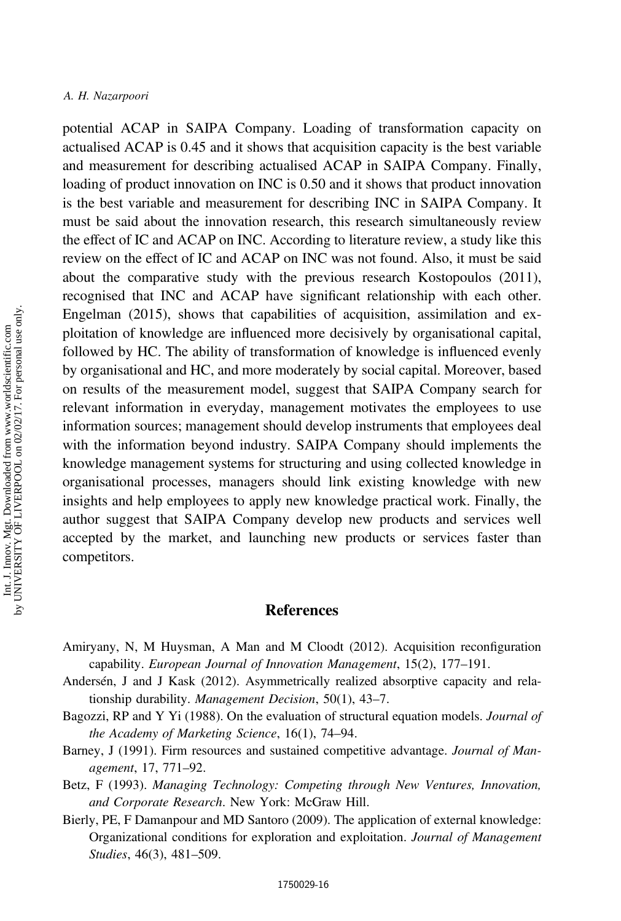potential ACAP in SAIPA Company. Loading of transformation capacity on actualised ACAP is 0.45 and it shows that acquisition capacity is the best variable and measurement for describing actualised ACAP in SAIPA Company. Finally, loading of product innovation on INC is 0.50 and it shows that product innovation is the best variable and measurement for describing INC in SAIPA Company. It must be said about the innovation research, this research simultaneously review the effect of IC and ACAP on INC. According to literature review, a study like this review on the effect of IC and ACAP on INC was not found. Also, it must be said about the comparative study with the previous research Kostopoulos (2011), recognised that INC and ACAP have significant relationship with each other. Engelman (2015), shows that capabilities of acquisition, assimilation and exploitation of knowledge are influenced more decisively by organisational capital, followed by HC. The ability of transformation of knowledge is influenced evenly by organisational and HC, and more moderately by social capital. Moreover, based on results of the measurement model, suggest that SAIPA Company search for relevant information in everyday, management motivates the employees to use information sources; management should develop instruments that employees deal with the information beyond industry. SAIPA Company should implements the knowledge management systems for structuring and using collected knowledge in organisational processes, managers should link existing knowledge with new insights and help employees to apply new knowledge practical work. Finally, the author suggest that SAIPA Company develop new products and services well accepted by the market, and launching new products or services faster than competitors.

## References

Amiryany, N, M Huysman, A Man and M Cloodt (2012). Acquisition reconfiguration capability. *European Journal of Innovation Management*, 15(2), 177–191.

Andersén, J and J Kask (2012). Asymmetrically realized absorptive capacity and relationship durability. *Management Decision*, 50(1), 43–7.

Bagozzi, RP and Y Yi (1988). On the evaluation of structural equation models. *Journal of the Academy of Marketing Science*, 16(1), 74–94.

Barney, J (1991). Firm resources and sustained competitive advantage. *Journal of Management*, 17, 771–92.

Betz, F (1993). *Managing Technology: Competing through New Ventures, Innovation, and Corporate Research*. New York: McGraw Hill.

Bierly, PE, F Damanpour and MD Santoro (2009). The application of external knowledge: Organizational conditions for exploration and exploitation. *Journal of Management Studies*, 46(3), 481–509.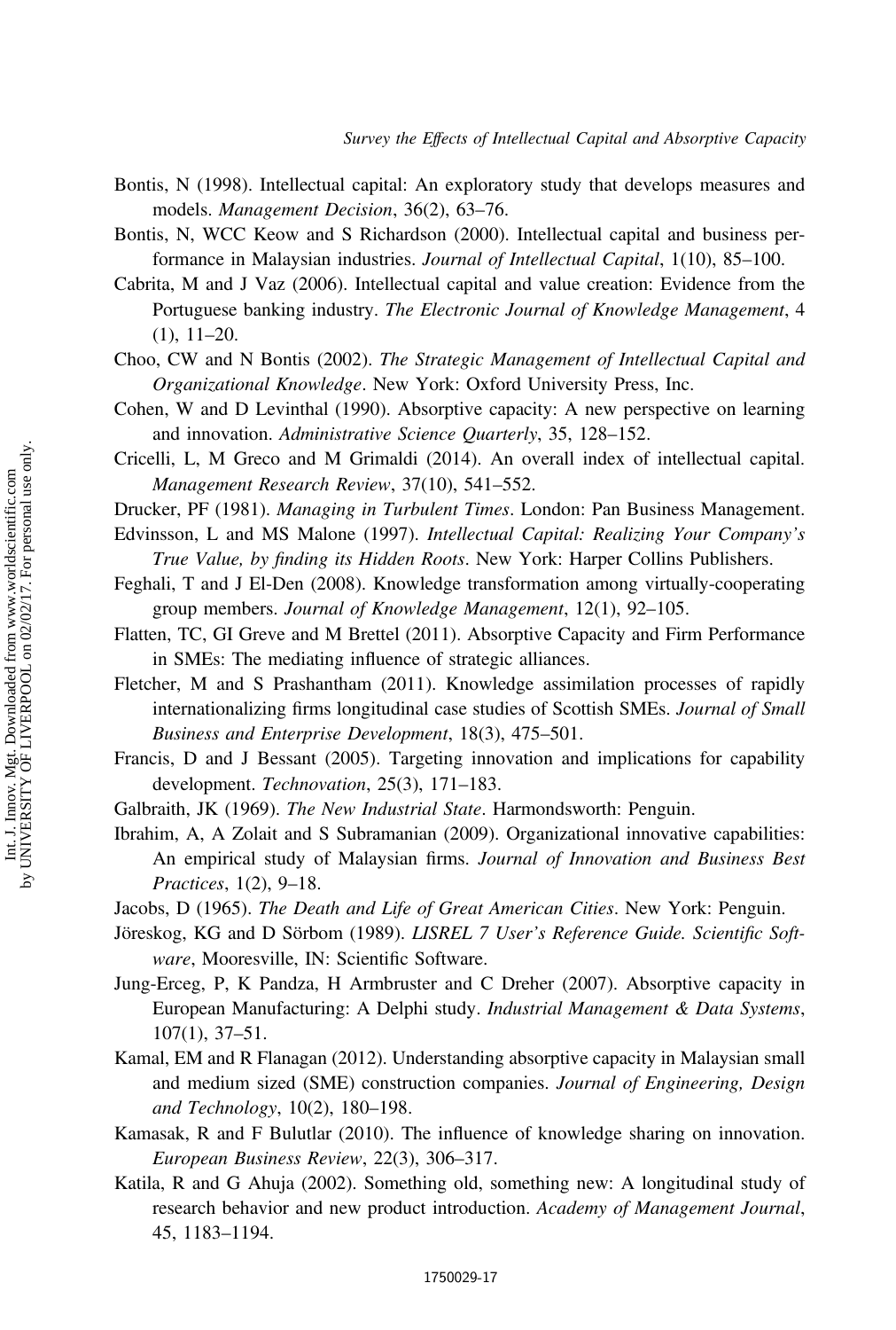Bontis, N (1998). Intellectual capital: An exploratory study that develops measures and models. *Management Decision*, 36(2), 63–76.

Bontis, N, WCC Keow and S Richardson (2000). Intellectual capital and business performance in Malaysian industries. *Journal of Intellectual Capital*, 1(10), 85–100.

Cabrita, M and J Vaz (2006). Intellectual capital and value creation: Evidence from the Portuguese banking industry. *The Electronic Journal of Knowledge Management*, 4 (1), 11–20.

Choo, CW and N Bontis (2002). *The Strategic Management of Intellectual Capital and Organizational Knowledge*. New York: Oxford University Press, Inc.

Cohen, W and D Levinthal (1990). Absorptive capacity: A new perspective on learning and innovation. *Administrative Science Quarterly*, 35, 128–152.

Cricelli, L, M Greco and M Grimaldi (2014). An overall index of intellectual capital. *Management Research Review*, 37(10), 541–552.

Drucker, PF (1981). *Managing in Turbulent Times*. London: Pan Business Management.

Edvinsson, L and MS Malone (1997). *Intellectual Capital: Realizing Your Company's True Value, by finding its Hidden Roots*. New York: Harper Collins Publishers.

Feghali, T and J El-Den (2008). Knowledge transformation among virtually-cooperating group members. *Journal of Knowledge Management*, 12(1), 92–105.

Flatten, TC, GI Greve and M Brettel (2011). Absorptive Capacity and Firm Performance in SMEs: The mediating influence of strategic alliances.

Fletcher, M and S Prashantham (2011). Knowledge assimilation processes of rapidly internationalizing firms longitudinal case studies of Scottish SMEs. *Journal of Small Business and Enterprise Development*, 18(3), 475–501.

Francis, D and J Bessant (2005). Targeting innovation and implications for capability development. *Technovation*, 25(3), 171–183.

Galbraith, JK (1969). *The New Industrial State*. Harmondsworth: Penguin.

Ibrahim, A, A Zolait and S Subramanian (2009). Organizational innovative capabilities: An empirical study of Malaysian firms. *Journal of Innovation and Business Best Practices*, 1(2), 9–18.

Jacobs, D (1965). *The Death and Life of Great American Cities*. New York: Penguin.

Jöreskog, KG and D Sörbom (1989). *LISREL 7 User's Reference Guide. Scientific Software*, Mooresville, IN: Scientific Software.

Jung-Erceg, P, K Pandza, H Armbruster and C Dreher (2007). Absorptive capacity in European Manufacturing: A Delphi study. *Industrial Management & Data Systems*, 107(1), 37–51.

Kamal, EM and R Flanagan (2012). Understanding absorptive capacity in Malaysian small and medium sized (SME) construction companies. *Journal of Engineering, Design and Technology*, 10(2), 180–198.

Kamasak, R and F Bulutlar (2010). The influence of knowledge sharing on innovation. *European Business Review*, 22(3), 306–317.

Katila, R and G Ahuja (2002). Something old, something new: A longitudinal study of research behavior and new product introduction. *Academy of Management Journal*, 45, 1183–1194.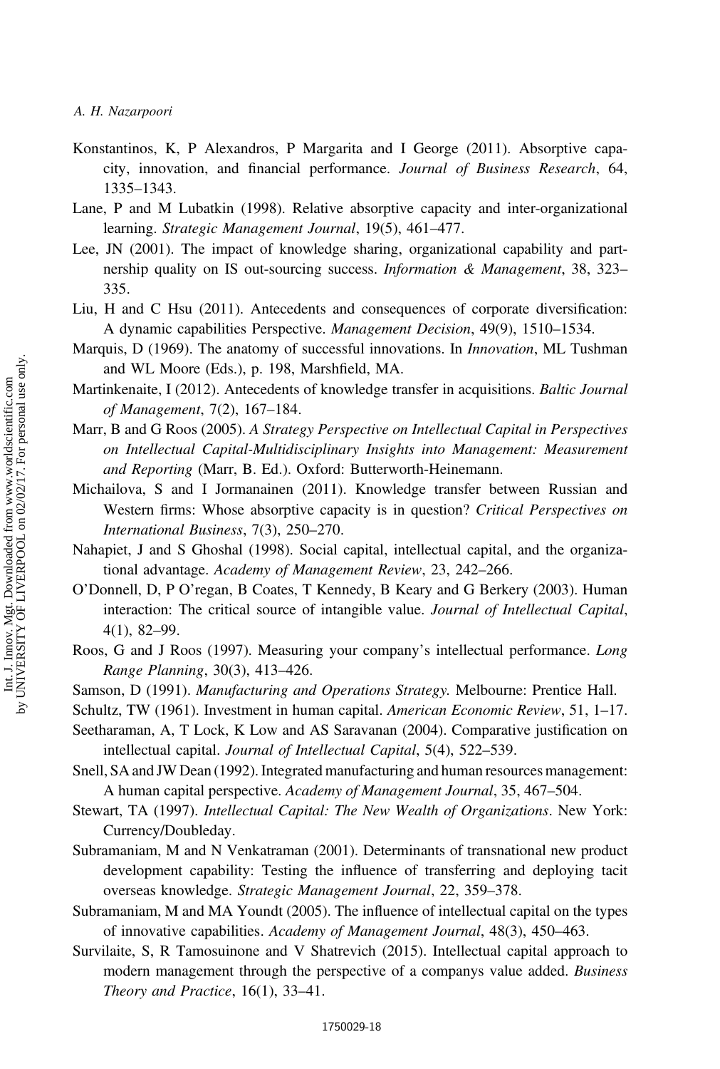Konstantinos, K, P Alexandros, P Margarita and I George (2011). Absorptive capacity, innovation, and financial performance. *Journal of Business Research*, 64, 1335–1343.

Lane, P and M Lubatkin (1998). Relative absorptive capacity and inter-organizational learning. *Strategic Management Journal*, 19(5), 461–477.

Lee, JN (2001). The impact of knowledge sharing, organizational capability and partnership quality on IS out-sourcing success. *Information & Management*, 38, 323–335.

Liu, H and C Hsu (2011). Antecedents and consequences of corporate diversification: A dynamic capabilities Perspective. *Management Decision*, 49(9), 1510–1534.

Marquis, D (1969). The anatomy of successful innovations. In *Innovation*, ML Tushman and WL Moore (Eds.), p. 198, Marshfield, MA.

Martinkenaite, I (2012). Antecedents of knowledge transfer in acquisitions. *Baltic Journal of Management*, 7(2), 167–184.

Marr, B and G Roos (2005). *A Strategy Perspective on Intellectual Capital in Perspectives on Intellectual Capital-Multidisciplinary Insights into Management: Measurement and Reporting* (Marr, B. Ed.). Oxford: Butterworth-Heinemann.

Michailova, S and I Jormanainen (2011). Knowledge transfer between Russian and Western firms: Whose absorptive capacity is in question? *Critical Perspectives on International Business*, 7(3), 250–270.

Nahapiet, J and S Ghoshal (1998). Social capital, intellectual capital, and the organizational advantage. *Academy of Management Review*, 23, 242–266.

O'Donnell, D, P O'regan, B Coates, T Kennedy, B Keary and G Berkery (2003). Human interaction: The critical source of intangible value. *Journal of Intellectual Capital*, 4(1), 82–99.

Roos, G and J Roos (1997). Measuring your company's intellectual performance. *Long Range Planning*, 30(3), 413–426.

Samson, D (1991). *Manufacturing and Operations Strategy.* Melbourne: Prentice Hall.

Schultz, TW (1961). Investment in human capital. *American Economic Review*, 51, 1–17.

Seetharaman, A, T Lock, K Low and AS Saravanan (2004). Comparative justification on intellectual capital. *Journal of Intellectual Capital*, 5(4), 522–539.

Snell, SA and JW Dean (1992). Integrated manufacturing and human resources management: A human capital perspective. *Academy of Management Journal*, 35, 467–504.

Stewart, TA (1997). *Intellectual Capital: The New Wealth of Organizations*. New York: Currency/Doubleday.

Subramaniam, M and N Venkatraman (2001). Determinants of transnational new product development capability: Testing the influence of transferring and deploying tacit overseas knowledge. *Strategic Management Journal*, 22, 359–378.

Subramaniam, M and MA Youndt (2005). The influence of intellectual capital on the types of innovative capabilities. *Academy of Management Journal*, 48(3), 450–463.

Survilaite, S, R Tamosuinone and V Shatrevich (2015). Intellectual capital approach to modern management through the perspective of a companys value added. *Business Theory and Practice*, 16(1), 33–41.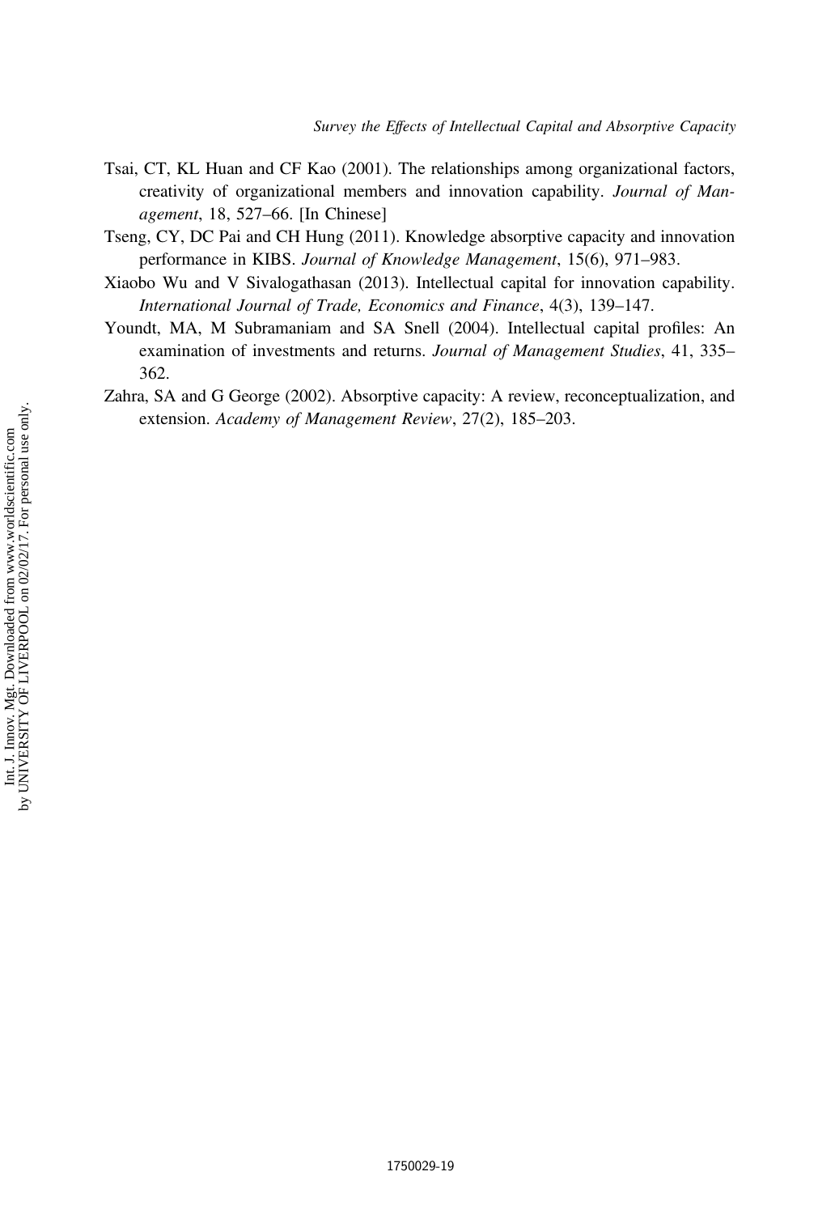Tsai, CT, KL Huan and CF Kao (2001). The relationships among organizational factors, creativity of organizational members and innovation capability. *Journal of Management*, 18, 527–66. [In Chinese]

Tseng, CY, DC Pai and CH Hung (2011). Knowledge absorptive capacity and innovation performance in KIBS. *Journal of Knowledge Management*, 15(6), 971–983.

Xiaobo Wu and V Sivalogathasan (2013). Intellectual capital for innovation capability. *International Journal of Trade, Economics and Finance*, 4(3), 139–147.

Youndt, MA, M Subramaniam and SA Snell (2004). Intellectual capital profiles: An examination of investments and returns. *Journal of Management Studies*, 41, 335–362.

Zahra, SA and G George (2002). Absorptive capacity: A review, reconceptualization, and extension. *Academy of Management Review*, 27(2), 185–203.